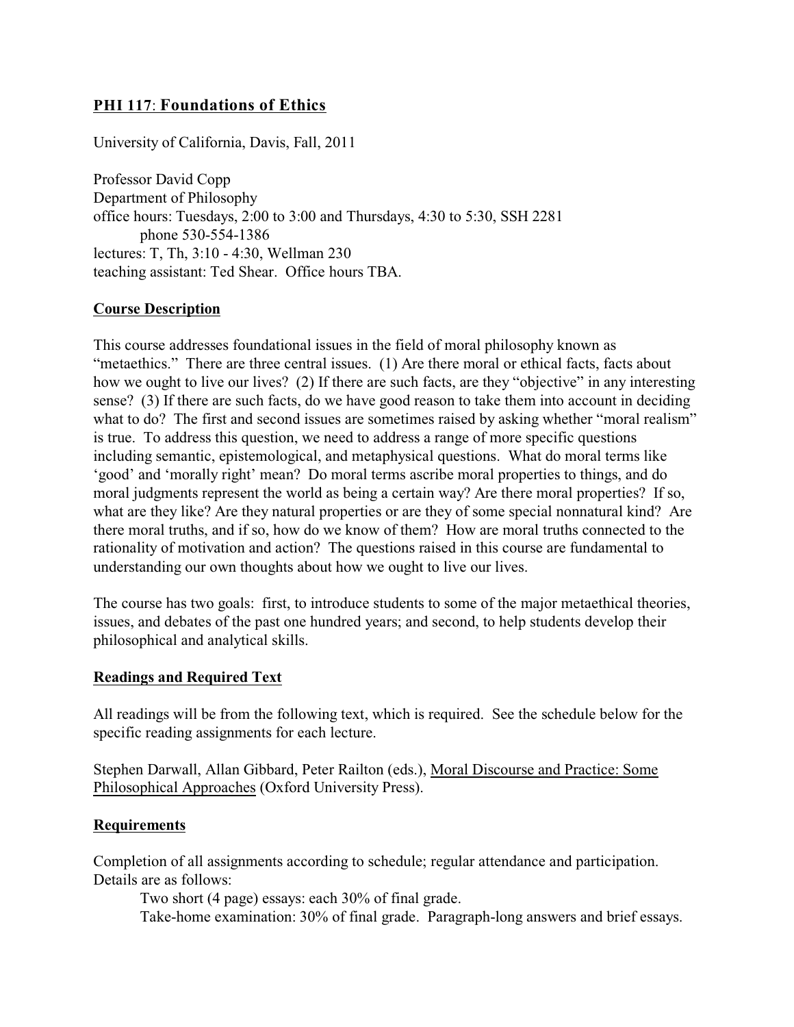## **PHI 117**: **Foundations of Ethics**

University of California, Davis, Fall, 2011

Professor David Copp
Department of Philosophy
office hours: Tuesdays, 2:00 to 3:00 and Thursdays, 4:30 to 5:30, SSH 2281
phone 530-554-1386
lectures: T, Th, 3:10 - 4:30, Wellman 230
teaching assistant: Ted Shear. Office hours TBA.

### **Course Description**

This course addresses foundational issues in the field of moral philosophy known as "metaethics." There are three central issues. (1) Are there moral or ethical facts, facts about how we ought to live our lives? (2) If there are such facts, are they "objective" in any interesting sense? (3) If there are such facts, do we have good reason to take them into account in deciding what to do? The first and second issues are sometimes raised by asking whether "moral realism" is true. To address this question, we need to address a range of more specific questions including semantic, epistemological, and metaphysical questions. What do moral terms like 'good' and 'morally right' mean? Do moral terms ascribe moral properties to things, and do moral judgments represent the world as being a certain way? Are there moral properties? If so, what are they like? Are they natural properties or are they of some special nonnatural kind? Are there moral truths, and if so, how do we know of them? How are moral truths connected to the rationality of motivation and action? The questions raised in this course are fundamental to understanding our own thoughts about how we ought to live our lives.

The course has two goals: first, to introduce students to some of the major metaethical theories, issues, and debates of the past one hundred years; and second, to help students develop their philosophical and analytical skills.

### **Readings and Required Text**

All readings will be from the following text, which is required. See the schedule below for the specific reading assignments for each lecture.

Stephen Darwall, Allan Gibbard, Peter Railton (eds.), Moral Discourse and Practice: Some Philosophical Approaches (Oxford University Press).

### **Requirements**

Completion of all assignments according to schedule; regular attendance and participation. Details are as follows:

Two short (4 page) essays: each 30% of final grade.
Take-home examination: 30% of final grade. Paragraph-long answers and brief essays.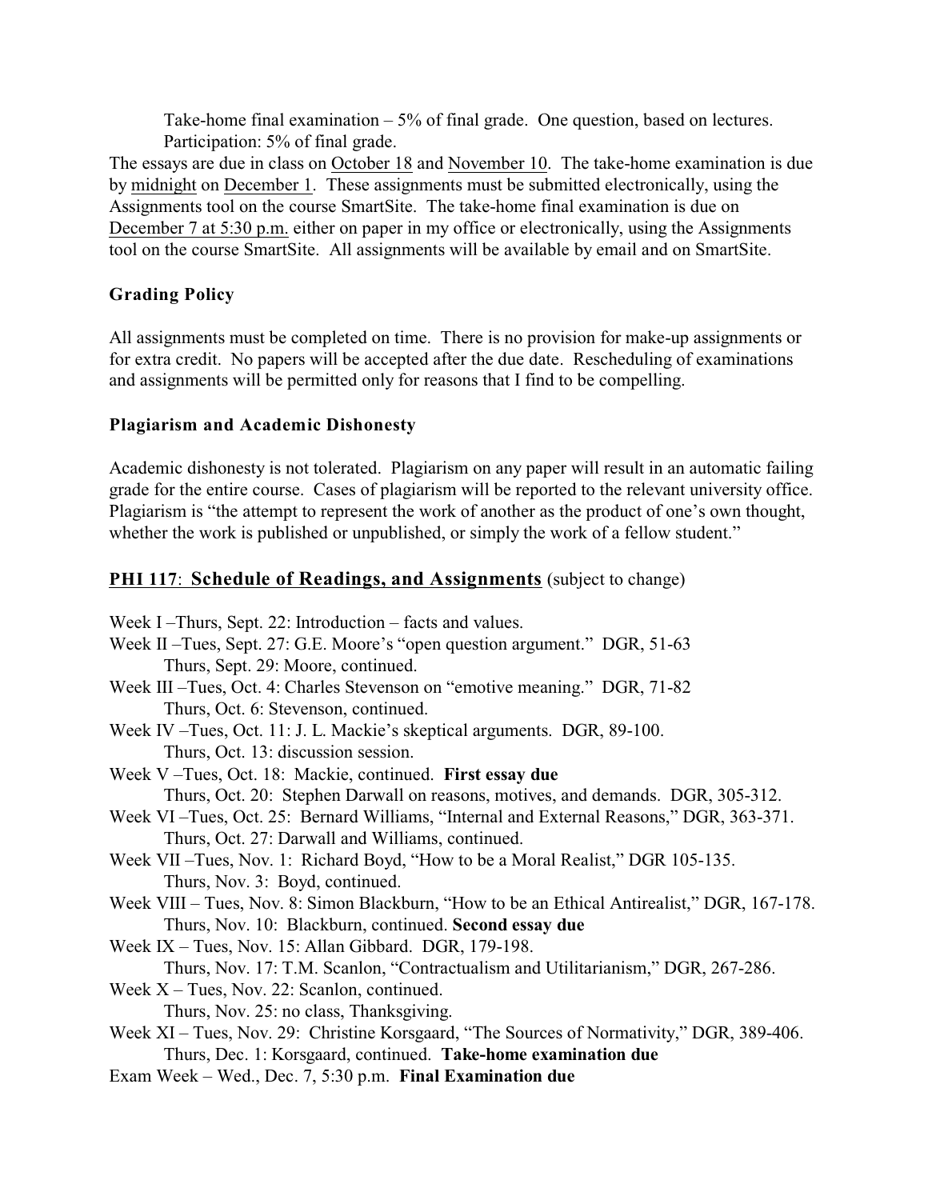Take-home final examination – 5% of final grade. One question, based on lectures.
Participation: 5% of final grade.

The essays are due in class on October 18 and November 10. The take-home examination is due by midnight on December 1. These assignments must be submitted electronically, using the Assignments tool on the course SmartSite. The take-home final examination is due on December 7 at 5:30 p.m. either on paper in my office or electronically, using the Assignments tool on the course SmartSite. All assignments will be available by email and on SmartSite.

### Grading Policy

All assignments must be completed on time. There is no provision for make-up assignments or for extra credit. No papers will be accepted after the due date. Rescheduling of examinations and assignments will be permitted only for reasons that I find to be compelling.

### Plagiarism and Academic Dishonesty

Academic dishonesty is not tolerated. Plagiarism on any paper will result in an automatic failing grade for the entire course. Cases of plagiarism will be reported to the relevant university office. Plagiarism is "the attempt to represent the work of another as the product of one's own thought, whether the work is published or unpublished, or simply the work of a fellow student."

## PHI 117: Schedule of Readings, and Assignments (subject to change)

Week I –Thurs, Sept. 22: Introduction – facts and values.

Week II –Tues, Sept. 27: G.E. Moore's "open question argument." DGR, 51-63
  Thurs, Sept. 29: Moore, continued.

Week III –Tues, Oct. 4: Charles Stevenson on "emotive meaning." DGR, 71-82
  Thurs, Oct. 6: Stevenson, continued.

Week IV –Tues, Oct. 11: J. L. Mackie's skeptical arguments. DGR, 89-100.
  Thurs, Oct. 13: discussion session.

Week V –Tues, Oct. 18: Mackie, continued. **First essay due**
  Thurs, Oct. 20: Stephen Darwall on reasons, motives, and demands. DGR, 305-312.

Week VI –Tues, Oct. 25: Bernard Williams, "Internal and External Reasons," DGR, 363-371.
  Thurs, Oct. 27: Darwall and Williams, continued.

Week VII –Tues, Nov. 1: Richard Boyd, "How to be a Moral Realist," DGR 105-135.
  Thurs, Nov. 3: Boyd, continued.

Week VIII – Tues, Nov. 8: Simon Blackburn, "How to be an Ethical Antirealist," DGR, 167-178.
  Thurs, Nov. 10: Blackburn, continued. **Second essay due**

Week IX – Tues, Nov. 15: Allan Gibbard. DGR, 179-198.
  Thurs, Nov. 17: T.M. Scanlon, "Contractualism and Utilitarianism," DGR, 267-286.

Week X – Tues, Nov. 22: Scanlon, continued.
  Thurs, Nov. 25: no class, Thanksgiving.

Week XI – Tues, Nov. 29: Christine Korsgaard, "The Sources of Normativity," DGR, 389-406.
  Thurs, Dec. 1: Korsgaard, continued. **Take-home examination due**

Exam Week – Wed., Dec. 7, 5:30 p.m. **Final Examination due**